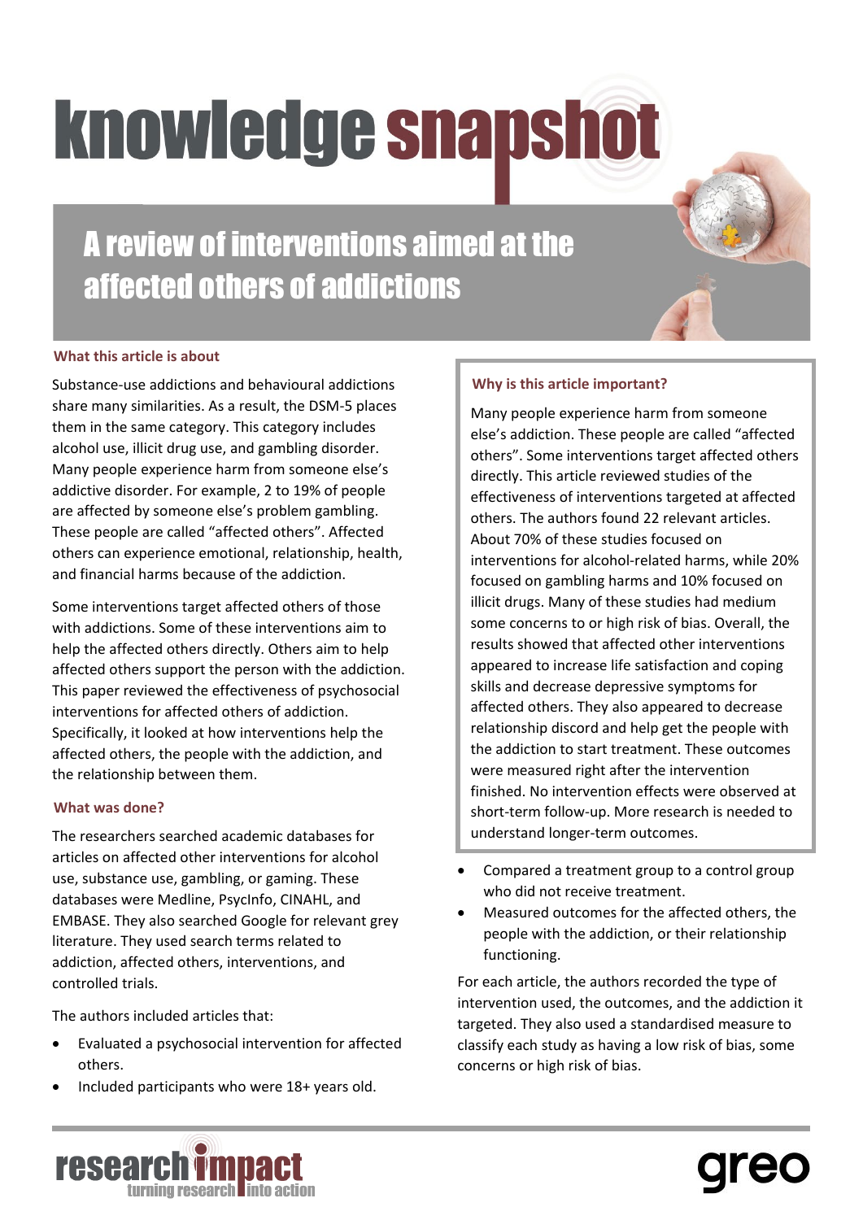# knowledge snapshot

## A review of interventions aimed at the affected others of addictions

### What this article is about

Substance-use addictions and behavioural addictions share many similarities. As a result, the DSM-5 places them in the same category. This category includes alcohol use, illicit drug use, and gambling disorder. Many people experience harm from someone else's addictive disorder. For example, 2 to 19% of people are affected by someone else's problem gambling. These people are called "affected others". Affected others can experience emotional, relationship, health, and financial harms because of the addiction.

Some interventions target affected others of those with addictions. Some of these interventions aim to help the affected others directly. Others aim to help affected others support the person with the addiction. This paper reviewed the effectiveness of psychosocial interventions for affected others of addiction. Specifically, it looked at how interventions help the affected others, the people with the addiction, and the relationship between them.

### Why is this article important?

Many people experience harm from someone else's addiction. These people are called "affected others". Some interventions target affected others directly. This article reviewed studies of the effectiveness of interventions targeted at affected others. The authors found 22 relevant articles. About 70% of these studies focused on interventions for alcohol-related harms, while 20% focused on gambling harms and 10% focused on illicit drugs. Many of these studies had medium some concerns to or high risk of bias. Overall, the results showed that affected other interventions appeared to increase life satisfaction and coping skills and decrease depressive symptoms for affected others. They also appeared to decrease relationship discord and help get the people with the addiction to start treatment. These outcomes were measured right after the intervention finished. No intervention effects were observed at short-term follow-up. More research is needed to understand longer-term outcomes.

### What was done?

The researchers searched academic databases for articles on affected other interventions for alcohol use, substance use, gambling, or gaming. These databases were Medline, PsycInfo, CINAHL, and EMBASE. They also searched Google for relevant grey literature. They used search terms related to addiction, affected others, interventions, and controlled trials.

The authors included articles that:

- Evaluated a psychosocial intervention for affected others.
- Included participants who were 18+ years old.
- Compared a treatment group to a control group who did not receive treatment.
- Measured outcomes for the affected others, the people with the addiction, or their relationship functioning.

For each article, the authors recorded the type of intervention used, the outcomes, and the addiction it targeted. They also used a standardised measure to classify each study as having a low risk of bias, some concerns or high risk of bias.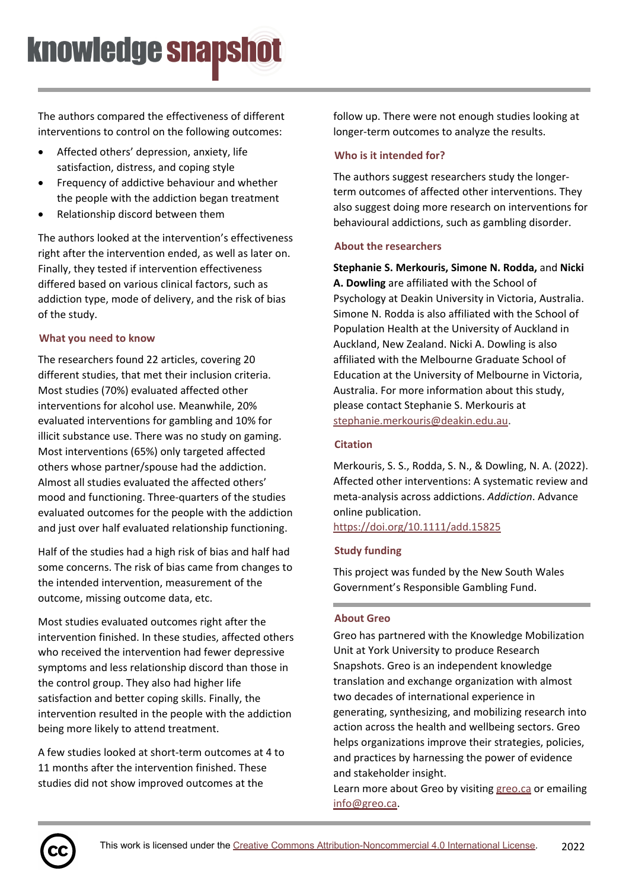The authors compared the effectiveness of different interventions to control on the following outcomes:

- Affected others' depression, anxiety, life satisfaction, distress, and coping style
- Frequency of addictive behaviour and whether the people with the addiction began treatment
- Relationship discord between them

The authors looked at the intervention's effectiveness right after the intervention ended, as well as later on. Finally, they tested if intervention effectiveness differed based on various clinical factors, such as addiction type, mode of delivery, and the risk of bias of the study.

### What you need to know

The researchers found 22 articles, covering 20 different studies, that met their inclusion criteria. Most studies (70%) evaluated affected other interventions for alcohol use. Meanwhile, 20% evaluated interventions for gambling and 10% for illicit substance use. There was no study on gaming. Most interventions (65%) only targeted affected others whose partner/spouse had the addiction. Almost all studies evaluated the affected others' mood and functioning. Three-quarters of the studies evaluated outcomes for the people with the addiction and just over half evaluated relationship functioning.

Half of the studies had a high risk of bias and half had some concerns. The risk of bias came from changes to the intended intervention, measurement of the outcome, missing outcome data, etc.

Most studies evaluated outcomes right after the intervention finished. In these studies, affected others who received the intervention had fewer depressive symptoms and less relationship discord than those in the control group. They also had higher life satisfaction and better coping skills. Finally, the intervention resulted in the people with the addiction being more likely to attend treatment.

A few studies looked at short-term outcomes at 4 to 11 months after the intervention finished. These studies did not show improved outcomes at the follow up. There were not enough studies looking at longer-term outcomes to analyze the results.

### Who is it intended for?

The authors suggest researchers study the longer-term outcomes of affected other interventions. They also suggest doing more research on interventions for behavioural addictions, such as gambling disorder.

### About the researchers

**Stephanie S. Merkouris, Simone N. Rodda,** and **Nicki A. Dowling** are affiliated with the School of Psychology at Deakin University in Victoria, Australia. Simone N. Rodda is also affiliated with the School of Population Health at the University of Auckland in Auckland, New Zealand. Nicki A. Dowling is also affiliated with the Melbourne Graduate School of Education at the University of Melbourne in Victoria, Australia. For more information about this study, please contact Stephanie S. Merkouris at stephanie.merkouris@deakin.edu.au.

### Citation

Merkouris, S. S., Rodda, S. N., & Dowling, N. A. (2022). Affected other interventions: A systematic review and meta-analysis across addictions. *Addiction*. Advance online publication. https://doi.org/10.1111/add.15825

### Study funding

This project was funded by the New South Wales Government's Responsible Gambling Fund.

### About Greo

Greo has partnered with the Knowledge Mobilization Unit at York University to produce Research Snapshots. Greo is an independent knowledge translation and exchange organization with almost two decades of international experience in generating, synthesizing, and mobilizing research into action across the health and wellbeing sectors. Greo helps organizations improve their strategies, policies, and practices by harnessing the power of evidence and stakeholder insight.
Learn more about Greo by visiting greo.ca or emailing info@greo.ca.

This work is licensed under the Creative Commons Attribution-Noncommercial 4.0 International License. 2022